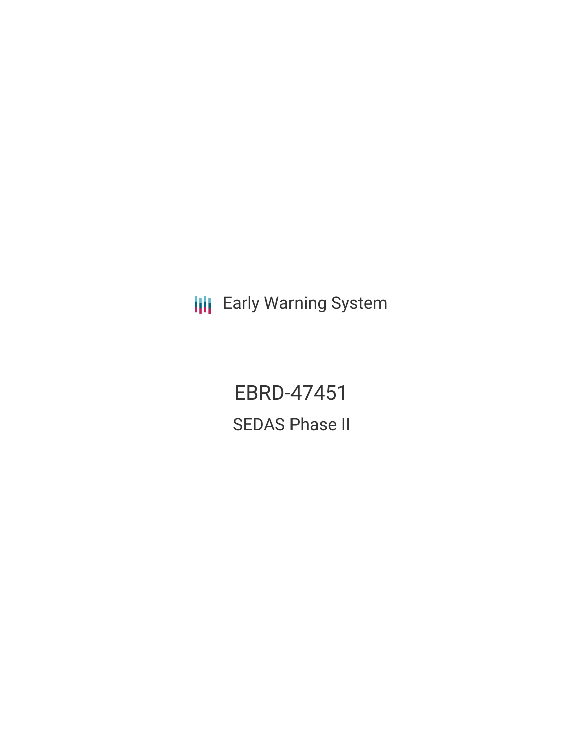Early Warning System

# EBRD-47451

## SEDAS Phase II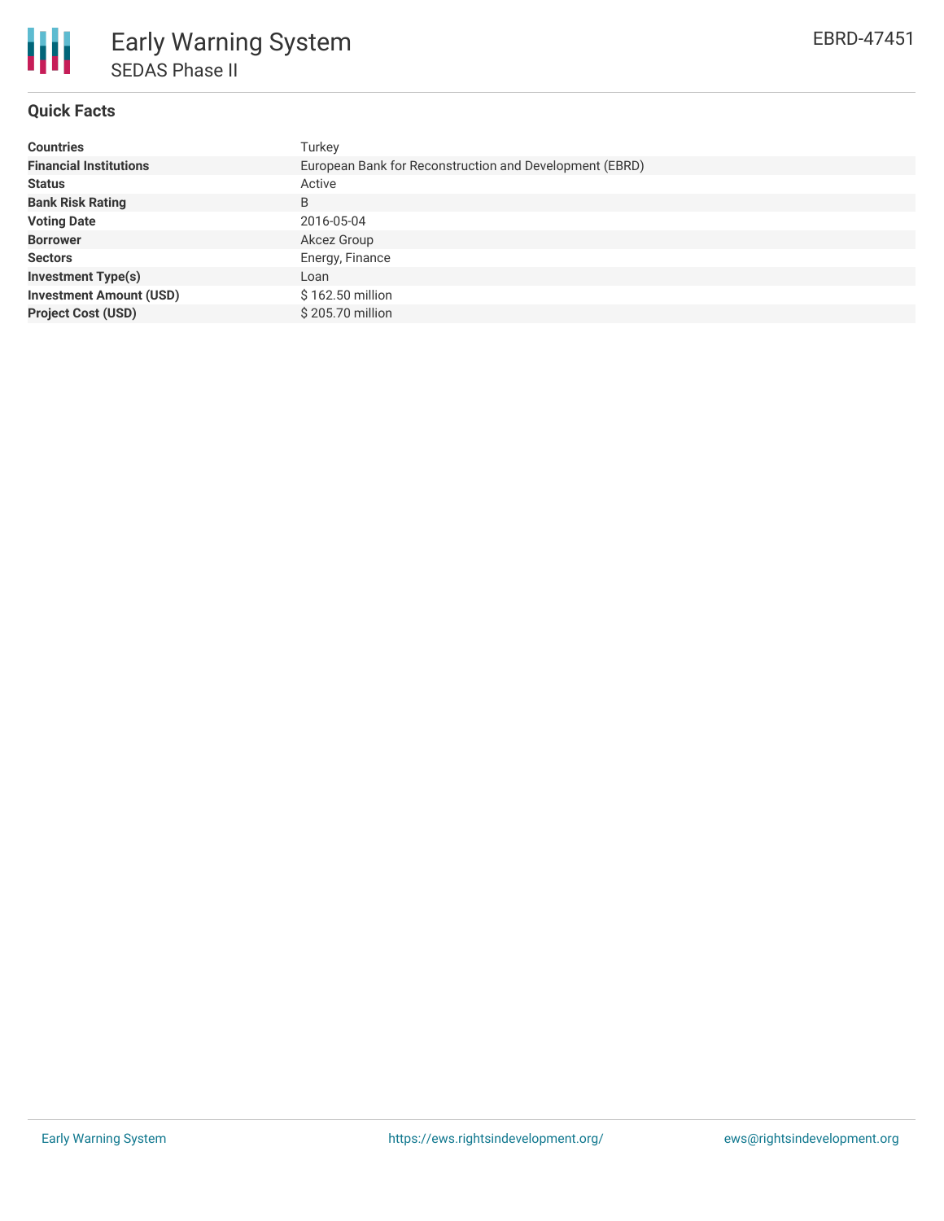# Early Warning System

## SEDAS Phase II

EBRD-47451

### Quick Facts

| | |
|---|---|
| **Countries** | Turkey |
| **Financial Institutions** | European Bank for Reconstruction and Development (EBRD) |
| **Status** | Active |
| **Bank Risk Rating** | B |
| **Voting Date** | 2016-05-04 |
| **Borrower** | Akcez Group |
| **Sectors** | Energy, Finance |
| **Investment Type(s)** | Loan |
| **Investment Amount (USD)** | $ 162.50 million |
| **Project Cost (USD)** | $ 205.70 million |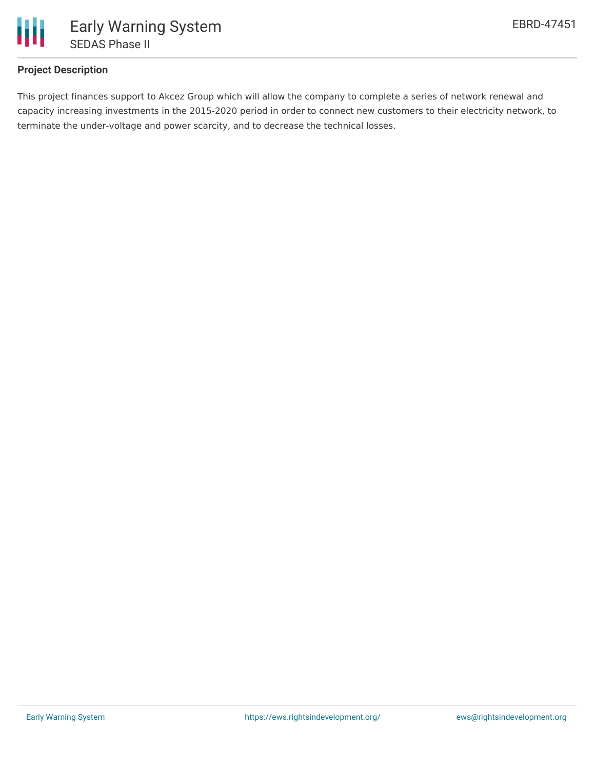**Project Description**

This project finances support to Akcez Group which will allow the company to complete a series of network renewal and capacity increasing investments in the 2015-2020 period in order to connect new customers to their electricity network, to terminate the under-voltage and power scarcity, and to decrease the technical losses.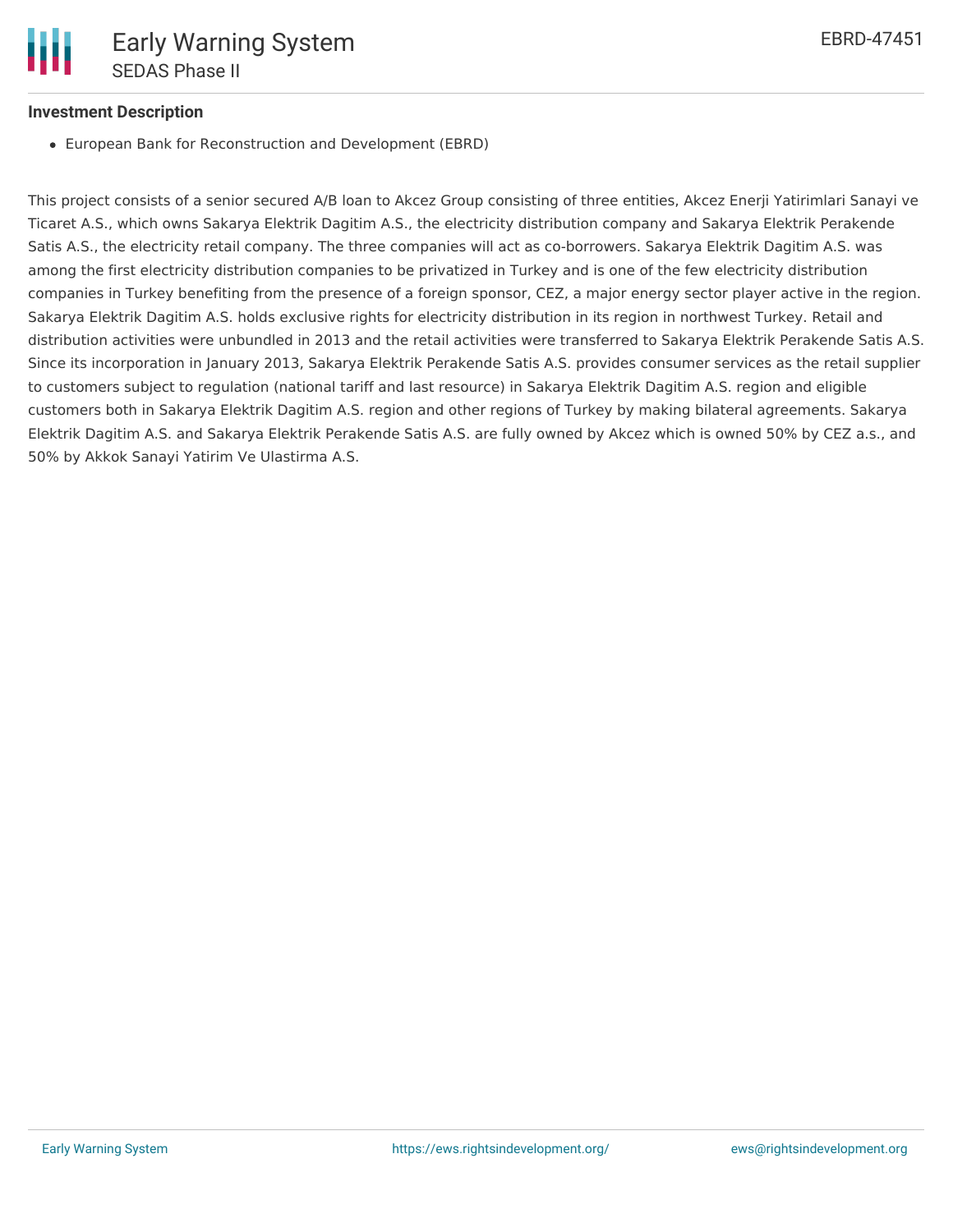### Investment Description

- European Bank for Reconstruction and Development (EBRD)

This project consists of a senior secured A/B loan to Akcez Group consisting of three entities, Akcez Enerji Yatirimlari Sanayi ve Ticaret A.S., which owns Sakarya Elektrik Dagitim A.S., the electricity distribution company and Sakarya Elektrik Perakende Satis A.S., the electricity retail company. The three companies will act as co-borrowers. Sakarya Elektrik Dagitim A.S. was among the first electricity distribution companies to be privatized in Turkey and is one of the few electricity distribution companies in Turkey benefiting from the presence of a foreign sponsor, CEZ, a major energy sector player active in the region. Sakarya Elektrik Dagitim A.S. holds exclusive rights for electricity distribution in its region in northwest Turkey. Retail and distribution activities were unbundled in 2013 and the retail activities were transferred to Sakarya Elektrik Perakende Satis A.S. Since its incorporation in January 2013, Sakarya Elektrik Perakende Satis A.S. provides consumer services as the retail supplier to customers subject to regulation (national tariff and last resource) in Sakarya Elektrik Dagitim A.S. region and eligible customers both in Sakarya Elektrik Dagitim A.S. region and other regions of Turkey by making bilateral agreements. Sakarya Elektrik Dagitim A.S. and Sakarya Elektrik Perakende Satis A.S. are fully owned by Akcez which is owned 50% by CEZ a.s., and 50% by Akkok Sanayi Yatirim Ve Ulastirma A.S.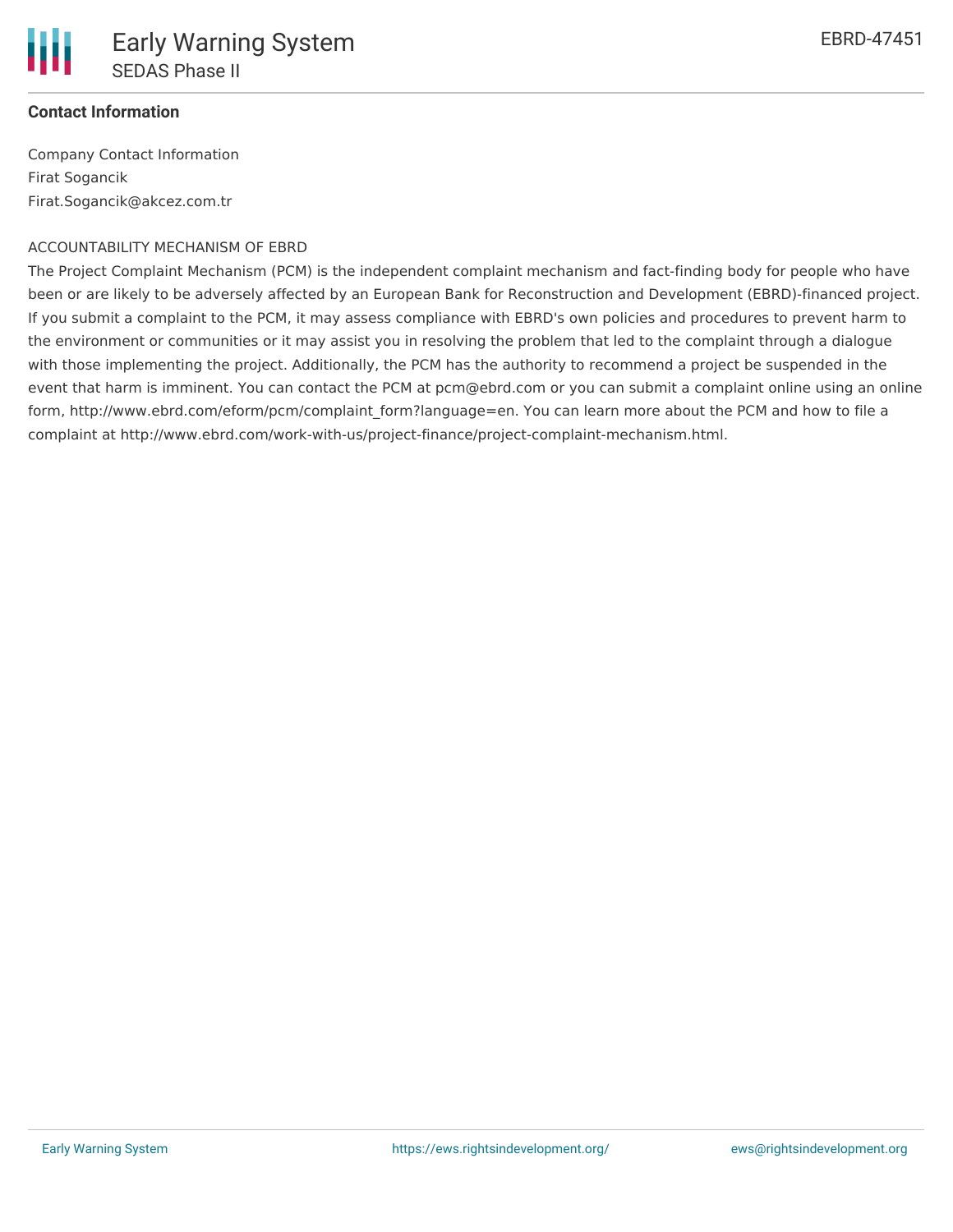## Contact Information

Company Contact Information
Firat Sogancik
Firat.Sogancik@akcez.com.tr

ACCOUNTABILITY MECHANISM OF EBRD

The Project Complaint Mechanism (PCM) is the independent complaint mechanism and fact-finding body for people who have been or are likely to be adversely affected by an European Bank for Reconstruction and Development (EBRD)-financed project. If you submit a complaint to the PCM, it may assess compliance with EBRD's own policies and procedures to prevent harm to the environment or communities or it may assist you in resolving the problem that led to the complaint through a dialogue with those implementing the project. Additionally, the PCM has the authority to recommend a project be suspended in the event that harm is imminent. You can contact the PCM at pcm@ebrd.com or you can submit a complaint online using an online form, http://www.ebrd.com/eform/pcm/complaint_form?language=en. You can learn more about the PCM and how to file a complaint at http://www.ebrd.com/work-with-us/project-finance/project-complaint-mechanism.html.